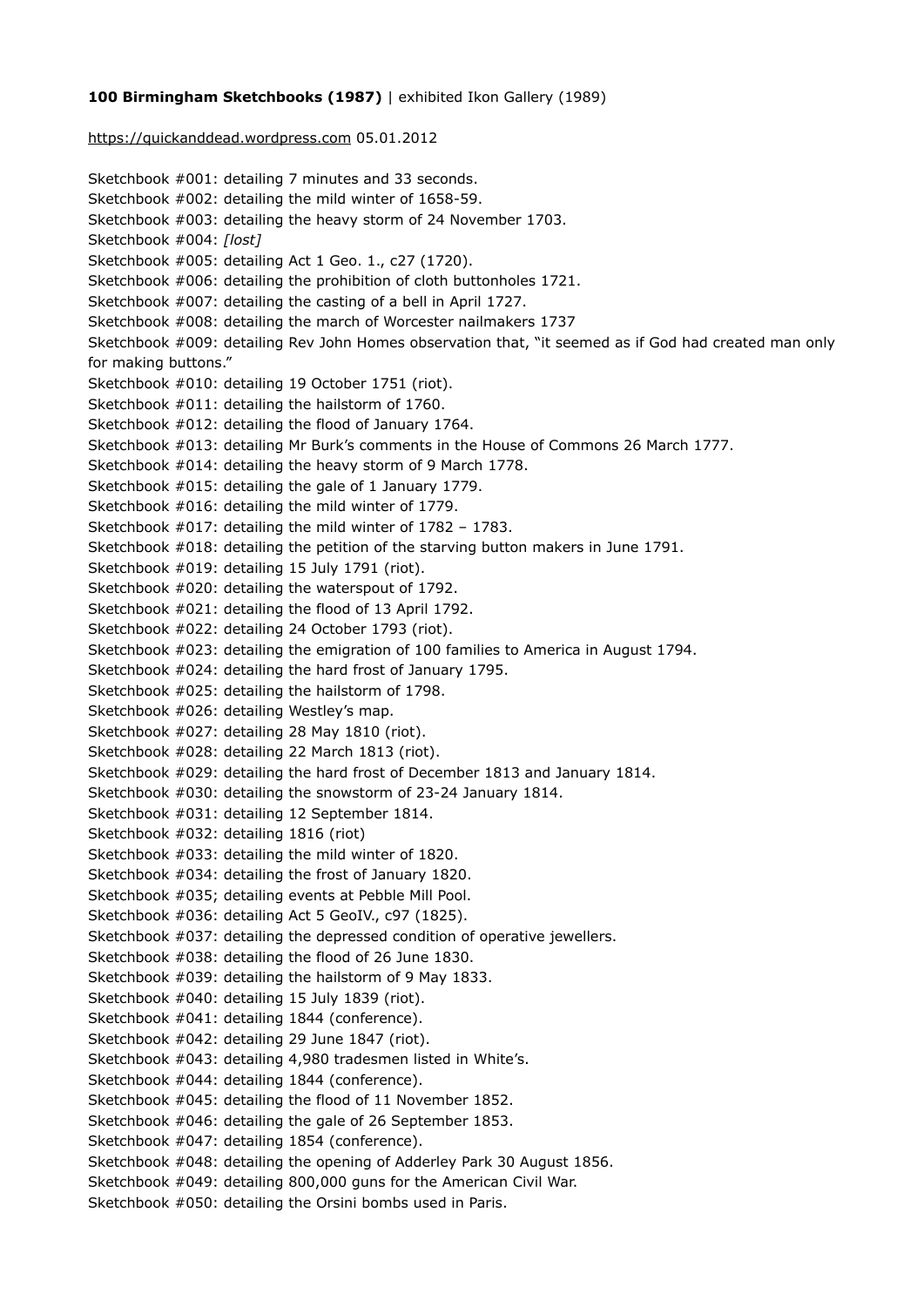**100 Birmingham Sketchbooks (1987)** | exhibited Ikon Gallery (1989)

https://quickanddead.wordpress.com 05.01.2012

Sketchbook #001: detailing 7 minutes and 33 seconds.
Sketchbook #002: detailing the mild winter of 1658-59.
Sketchbook #003: detailing the heavy storm of 24 November 1703.
Sketchbook #004: *[lost]*
Sketchbook #005: detailing Act 1 Geo. 1., c27 (1720).
Sketchbook #006: detailing the prohibition of cloth buttonholes 1721.
Sketchbook #007: detailing the casting of a bell in April 1727.
Sketchbook #008: detailing the march of Worcester nailmakers 1737
Sketchbook #009: detailing Rev John Homes observation that, "it seemed as if God had created man only for making buttons."
Sketchbook #010: detailing 19 October 1751 (riot).
Sketchbook #011: detailing the hailstorm of 1760.
Sketchbook #012: detailing the flood of January 1764.
Sketchbook #013: detailing Mr Burk's comments in the House of Commons 26 March 1777.
Sketchbook #014: detailing the heavy storm of 9 March 1778.
Sketchbook #015: detailing the gale of 1 January 1779.
Sketchbook #016: detailing the mild winter of 1779.
Sketchbook #017: detailing the mild winter of 1782 – 1783.
Sketchbook #018: detailing the petition of the starving button makers in June 1791.
Sketchbook #019: detailing 15 July 1791 (riot).
Sketchbook #020: detailing the waterspout of 1792.
Sketchbook #021: detailing the flood of 13 April 1792.
Sketchbook #022: detailing 24 October 1793 (riot).
Sketchbook #023: detailing the emigration of 100 families to America in August 1794.
Sketchbook #024: detailing the hard frost of January 1795.
Sketchbook #025: detailing the hailstorm of 1798.
Sketchbook #026: detailing Westley's map.
Sketchbook #027: detailing 28 May 1810 (riot).
Sketchbook #028: detailing 22 March 1813 (riot).
Sketchbook #029: detailing the hard frost of December 1813 and January 1814.
Sketchbook #030: detailing the snowstorm of 23-24 January 1814.
Sketchbook #031: detailing 12 September 1814.
Sketchbook #032: detailing 1816 (riot)
Sketchbook #033: detailing the mild winter of 1820.
Sketchbook #034: detailing the frost of January 1820.
Sketchbook #035; detailing events at Pebble Mill Pool.
Sketchbook #036: detailing Act 5 GeoIV., c97 (1825).
Sketchbook #037: detailing the depressed condition of operative jewellers.
Sketchbook #038: detailing the flood of 26 June 1830.
Sketchbook #039: detailing the hailstorm of 9 May 1833.
Sketchbook #040: detailing 15 July 1839 (riot).
Sketchbook #041: detailing 1844 (conference).
Sketchbook #042: detailing 29 June 1847 (riot).
Sketchbook #043: detailing 4,980 tradesmen listed in White's.
Sketchbook #044: detailing 1844 (conference).
Sketchbook #045: detailing the flood of 11 November 1852.
Sketchbook #046: detailing the gale of 26 September 1853.
Sketchbook #047: detailing 1854 (conference).
Sketchbook #048: detailing the opening of Adderley Park 30 August 1856.
Sketchbook #049: detailing 800,000 guns for the American Civil War.
Sketchbook #050: detailing the Orsini bombs used in Paris.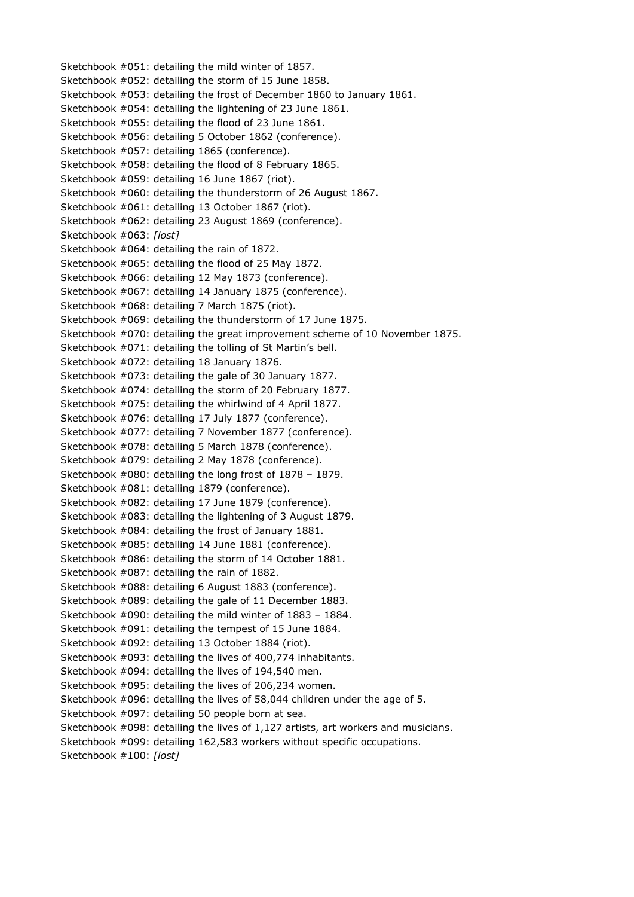Sketchbook #051: detailing the mild winter of 1857.
Sketchbook #052: detailing the storm of 15 June 1858.
Sketchbook #053: detailing the frost of December 1860 to January 1861.
Sketchbook #054: detailing the lightening of 23 June 1861.
Sketchbook #055: detailing the flood of 23 June 1861.
Sketchbook #056: detailing 5 October 1862 (conference).
Sketchbook #057: detailing 1865 (conference).
Sketchbook #058: detailing the flood of 8 February 1865.
Sketchbook #059: detailing 16 June 1867 (riot).
Sketchbook #060: detailing the thunderstorm of 26 August 1867.
Sketchbook #061: detailing 13 October 1867 (riot).
Sketchbook #062: detailing 23 August 1869 (conference).
Sketchbook #063: *[lost]*
Sketchbook #064: detailing the rain of 1872.
Sketchbook #065: detailing the flood of 25 May 1872.
Sketchbook #066: detailing 12 May 1873 (conference).
Sketchbook #067: detailing 14 January 1875 (conference).
Sketchbook #068: detailing 7 March 1875 (riot).
Sketchbook #069: detailing the thunderstorm of 17 June 1875.
Sketchbook #070: detailing the great improvement scheme of 10 November 1875.
Sketchbook #071: detailing the tolling of St Martin's bell.
Sketchbook #072: detailing 18 January 1876.
Sketchbook #073: detailing the gale of 30 January 1877.
Sketchbook #074: detailing the storm of 20 February 1877.
Sketchbook #075: detailing the whirlwind of 4 April 1877.
Sketchbook #076: detailing 17 July 1877 (conference).
Sketchbook #077: detailing 7 November 1877 (conference).
Sketchbook #078: detailing 5 March 1878 (conference).
Sketchbook #079: detailing 2 May 1878 (conference).
Sketchbook #080: detailing the long frost of 1878 – 1879.
Sketchbook #081: detailing 1879 (conference).
Sketchbook #082: detailing 17 June 1879 (conference).
Sketchbook #083: detailing the lightening of 3 August 1879.
Sketchbook #084: detailing the frost of January 1881.
Sketchbook #085: detailing 14 June 1881 (conference).
Sketchbook #086: detailing the storm of 14 October 1881.
Sketchbook #087: detailing the rain of 1882.
Sketchbook #088: detailing 6 August 1883 (conference).
Sketchbook #089: detailing the gale of 11 December 1883.
Sketchbook #090: detailing the mild winter of 1883 – 1884.
Sketchbook #091: detailing the tempest of 15 June 1884.
Sketchbook #092: detailing 13 October 1884 (riot).
Sketchbook #093: detailing the lives of 400,774 inhabitants.
Sketchbook #094: detailing the lives of 194,540 men.
Sketchbook #095: detailing the lives of 206,234 women.
Sketchbook #096: detailing the lives of 58,044 children under the age of 5.
Sketchbook #097: detailing 50 people born at sea.
Sketchbook #098: detailing the lives of 1,127 artists, art workers and musicians.
Sketchbook #099: detailing 162,583 workers without specific occupations.
Sketchbook #100: *[lost]*